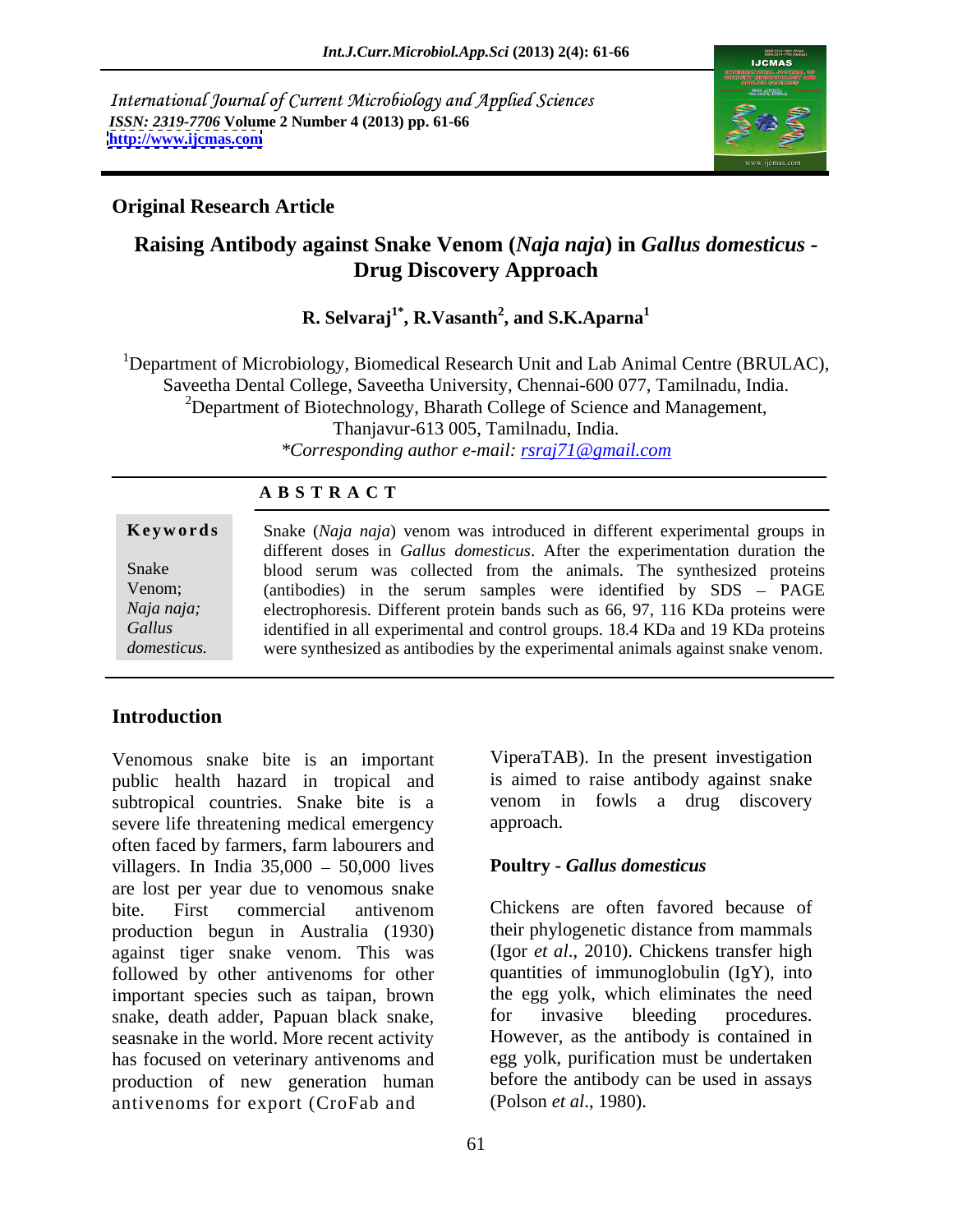International Journal of Current Microbiology and Applied Sciences
*ISSN: 2319-7706* **Volume 2 Number 4 (2013) pp. 61-66**
**http://www.ijcmas.com**

**Original Research Article**

# Raising Antibody against Snake Venom (*Naja naja*) in *Gallus domesticus* - Drug Discovery Approach

**R. Selvaraj[1*], R.Vasanth[2], and S.K.Aparna[1]**

[1]Department of Microbiology, Biomedical Research Unit and Lab Animal Centre (BRULAC), Saveetha Dental College, Saveetha University, Chennai-600 077, Tamilnadu, India.
[2]Department of Biotechnology, Bharath College of Science and Management, Thanjavur-613 005, Tamilnadu, India.
*\*Corresponding author e-mail: rsraj71@gmail.com*

## A B S T R A C T

**Keywords**

Snake Venom; *Naja naja*; *Gallus domesticus.*

Snake (*Naja naja*) venom was introduced in different experimental groups in different doses in *Gallus domesticus*. After the experimentation duration the blood serum was collected from the animals. The synthesized proteins (antibodies) in the serum samples were identified by SDS – PAGE electrophoresis. Different protein bands such as 66, 97, 116 KDa proteins were identified in all experimental and control groups. 18.4 KDa and 19 KDa proteins were synthesized as antibodies by the experimental animals against snake venom.

## Introduction

Venomous snake bite is an important public health hazard in tropical and subtropical countries. Snake bite is a severe life threatening medical emergency often faced by farmers, farm labourers and villagers. In India 35,000 – 50,000 lives are lost per year due to venomous snake bite. First commercial antivenom production begun in Australia (1930) against tiger snake venom. This was followed by other antivenoms for other important species such as taipan, brown snake, death adder, Papuan black snake, seasnake in the world. More recent activity has focused on veterinary antivenoms and production of new generation human antivenoms for export (CroFab and ViperaTAB). In the present investigation is aimed to raise antibody against snake venom in fowls a drug discovery approach.

### Poultry - *Gallus domesticus*

Chickens are often favored because of their phylogenetic distance from mammals (Igor *et al*., 2010). Chickens transfer high quantities of immunoglobulin (IgY), into the egg yolk, which eliminates the need for invasive bleeding procedures. However, as the antibody is contained in egg yolk, purification must be undertaken before the antibody can be used in assays (Polson *et al*., 1980).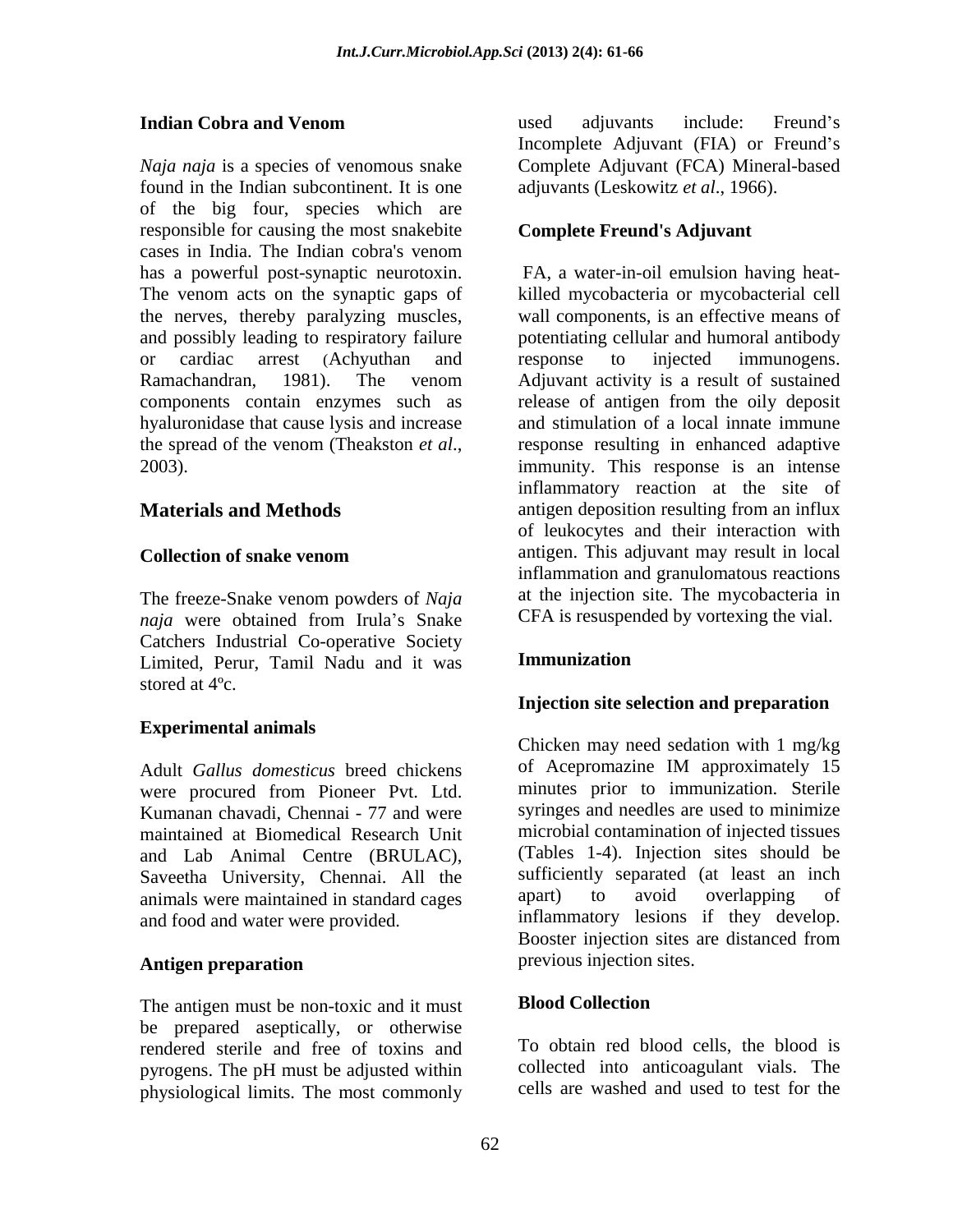## Indian Cobra and Venom

*Naja naja* is a species of venomous snake found in the Indian subcontinent. It is one of the big four, species which are responsible for causing the most snakebite cases in India. The Indian cobra's venom has a powerful post-synaptic neurotoxin. The venom acts on the synaptic gaps of the nerves, thereby paralyzing muscles, and possibly leading to respiratory failure or cardiac arrest (Achyuthan and Ramachandran, 1981). The venom components contain enzymes such as hyaluronidase that cause lysis and increase the spread of the venom (Theakston *et al*., 2003).

# Materials and Methods

## Collection of snake venom

The freeze-Snake venom powders of *Naja naja* were obtained from Irula's Snake Catchers Industrial Co-operative Society Limited, Perur, Tamil Nadu and it was stored at 4ºc.

## Experimental animals

Adult *Gallus domesticus* breed chickens were procured from Pioneer Pvt. Ltd. Kumanan chavadi, Chennai - 77 and were maintained at Biomedical Research Unit and Lab Animal Centre (BRULAC), Saveetha University, Chennai. All the animals were maintained in standard cages and food and water were provided.

## Antigen preparation

The antigen must be non-toxic and it must be prepared aseptically, or otherwise rendered sterile and free of toxins and pyrogens. The pH must be adjusted within physiological limits. The most commonly used adjuvants include: Freund's Incomplete Adjuvant (FIA) or Freund's Complete Adjuvant (FCA) Mineral-based adjuvants (Leskowitz *et al*., 1966).

## Complete Freund's Adjuvant

FA, a water-in-oil emulsion having heat-killed mycobacteria or mycobacterial cell wall components, is an effective means of potentiating cellular and humoral antibody response to injected immunogens. Adjuvant activity is a result of sustained release of antigen from the oily deposit and stimulation of a local innate immune response resulting in enhanced adaptive immunity. This response is an intense inflammatory reaction at the site of antigen deposition resulting from an influx of leukocytes and their interaction with antigen. This adjuvant may result in local inflammation and granulomatous reactions at the injection site. The mycobacteria in CFA is resuspended by vortexing the vial.

## Immunization

## Injection site selection and preparation

Chicken may need sedation with 1 mg/kg of Acepromazine IM approximately 15 minutes prior to immunization. Sterile syringes and needles are used to minimize microbial contamination of injected tissues (Tables 1-4). Injection sites should be sufficiently separated (at least an inch apart) to avoid overlapping of inflammatory lesions if they develop. Booster injection sites are distanced from previous injection sites.

## Blood Collection

To obtain red blood cells, the blood is collected into anticoagulant vials. The cells are washed and used to test for the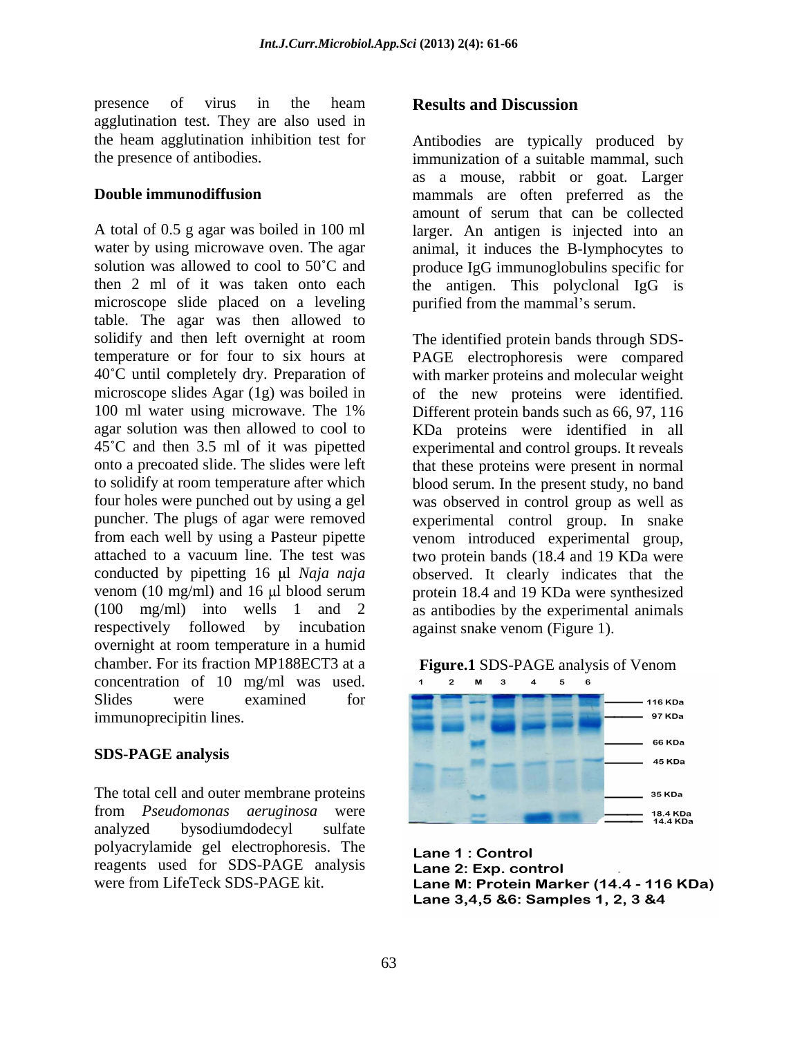presence of virus in the heam agglutination test. They are also used in the heam agglutination inhibition test for the presence of antibodies.

### Double immunodiffusion

A total of 0.5 g agar was boiled in 100 ml water by using microwave oven. The agar solution was allowed to cool to 50˚C and then 2 ml of it was taken onto each microscope slide placed on a leveling table. The agar was then allowed to solidify and then left overnight at room temperature or for four to six hours at 40˚C until completely dry. Preparation of microscope slides Agar (1g) was boiled in 100 ml water using microwave. The 1% agar solution was then allowed to cool to 45˚C and then 3.5 ml of it was pipetted onto a precoated slide. The slides were left to solidify at room temperature after which four holes were punched out by using a gel puncher. The plugs of agar were removed from each well by using a Pasteur pipette attached to a vacuum line. The test was conducted by pipetting 16 μl *Naja naja* venom (10 mg/ml) and 16 μl blood serum (100 mg/ml) into wells 1 and 2 respectively followed by incubation overnight at room temperature in a humid chamber. For its fraction MP188ECT3 at a concentration of 10 mg/ml was used. Slides were examined for immunoprecipitin lines.

### SDS-PAGE analysis

The total cell and outer membrane proteins from *Pseudomonas aeruginosa* were analyzed bysodiumdodecyl sulfate polyacrylamide gel electrophoresis. The reagents used for SDS-PAGE analysis were from LifeTeck SDS-PAGE kit.

## Results and Discussion

Antibodies are typically produced by immunization of a suitable mammal, such as a mouse, rabbit or goat. Larger mammals are often preferred as the amount of serum that can be collected larger. An antigen is injected into an animal, it induces the B-lymphocytes to produce IgG immunoglobulins specific for the antigen. This polyclonal IgG is purified from the mammal's serum.

The identified protein bands through SDS-PAGE electrophoresis were compared with marker proteins and molecular weight of the new proteins were identified. Different protein bands such as 66, 97, 116 KDa proteins were identified in all experimental and control groups. It reveals that these proteins were present in normal blood serum. In the present study, no band was observed in control group as well as experimental control group. In snake venom introduced experimental group, two protein bands (18.4 and 19 KDa were observed. It clearly indicates that the protein 18.4 and 19 KDa were synthesized as antibodies by the experimental animals against snake venom (Figure 1).

**Figure.1** SDS-PAGE analysis of Venom

Lane 1 : Control
Lane 2: Exp. control
Lane M: Protein Marker (14.4 - 116 KDa)
Lane 3,4,5 &6: Samples 1, 2, 3 &4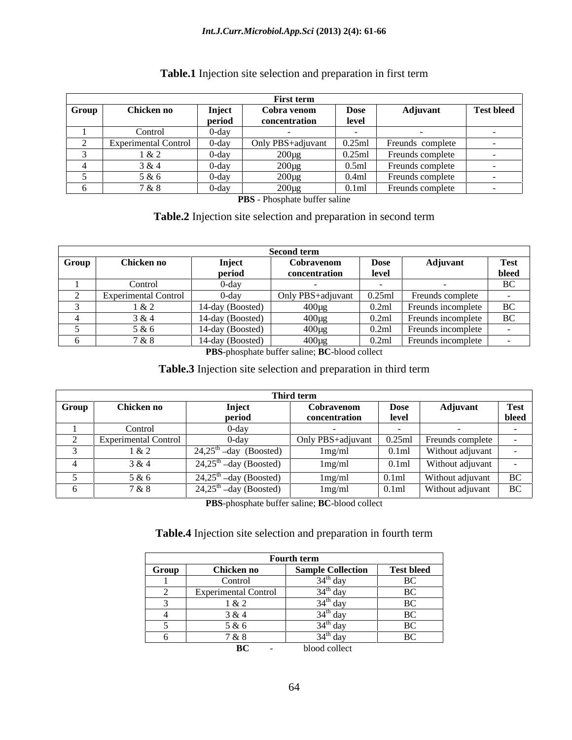**Table.1** Injection site selection and preparation in first term

| First term | | | | | | |
|---|---|---|---|---|---|---|
| **Group** | **Chicken no** | **Inject period** | **Cobra venom concentration** | **Dose level** | **Adjuvant** | **Test bleed** |
| 1 | Control | 0-day | - | - | - | - |
| 2 | Experimental Control | 0-day | Only PBS+adjuvant | 0.25ml | Freunds complete | - |
| 3 | 1 & 2 | 0-day | 200µg | 0.25ml | Freunds complete | - |
| 4 | 3 & 4 | 0-day | 200µg | 0.5ml | Freunds complete | - |
| 5 | 5 & 6 | 0-day | 200µg | 0.4ml | Freunds complete | - |
| 6 | 7 & 8 | 0-day | 200µg | 0.1ml | Freunds complete | - |

**PBS** - Phosphate buffer saline

**Table.2** Injection site selection and preparation in second term

| Second term | | | | | | |
|---|---|---|---|---|---|---|
| **Group** | **Chicken no** | **Inject period** | **Cobravenom concentration** | **Dose level** | **Adjuvant** | **Test bleed** |
| 1 | Control | 0-day | - | - | - | BC |
| 2 | Experimental Control | 0-day | Only PBS+adjuvant | 0.25ml | Freunds complete | - |
| 3 | 1 & 2 | 14-day (Boosted) | 400µg | 0.2ml | Freunds incomplete | BC |
| 4 | 3 & 4 | 14-day (Boosted) | 400µg | 0.2ml | Freunds incomplete | BC |
| 5 | 5 & 6 | 14-day (Boosted) | 400µg | 0.2ml | Freunds incomplete | - |
| 6 | 7 & 8 | 14-day (Boosted) | 400µg | 0.2ml | Freunds incomplete | - |

**PBS**-phosphate buffer saline; **BC**-blood collect

**Table.3** Injection site selection and preparation in third term

| Third term | | | | | | |
|---|---|---|---|---|---|---|
| **Group** | **Chicken no** | **Inject period** | **Cobravenom concentration** | **Dose level** | **Adjuvant** | **Test bleed** |
| 1 | Control | 0-day | - | - | - | - |
| 2 | Experimental Control | 0-day | Only PBS+adjuvant | 0.25ml | Freunds complete | - |
| 3 | 1 & 2 | 24,25th –day (Boosted) | 1mg/ml | 0.1ml | Without adjuvant | - |
| 4 | 3 & 4 | 24,25th –day (Boosted) | 1mg/ml | 0.1ml | Without adjuvant | - |
| 5 | 5 & 6 | 24,25th –day (Boosted) | 1mg/ml | 0.1ml | Without adjuvant | BC |
| 6 | 7 & 8 | 24,25th –day (Boosted) | 1mg/ml | 0.1ml | Without adjuvant | BC |

**PBS**-phosphate buffer saline; **BC**-blood collect

**Table.4** Injection site selection and preparation in fourth term

| Fourth term | | | |
|---|---|---|---|
| **Group** | **Chicken no** | **Sample Collection** | **Test bleed** |
| 1 | Control | 34th day | BC |
| 2 | Experimental Control | 34th day | BC |
| 3 | 1 & 2 | 34th day | BC |
| 4 | 3 & 4 | 34th day | BC |
| 5 | 5 & 6 | 34th day | BC |
| 6 | 7 & 8 | 34th day | BC |

**BC** - blood collect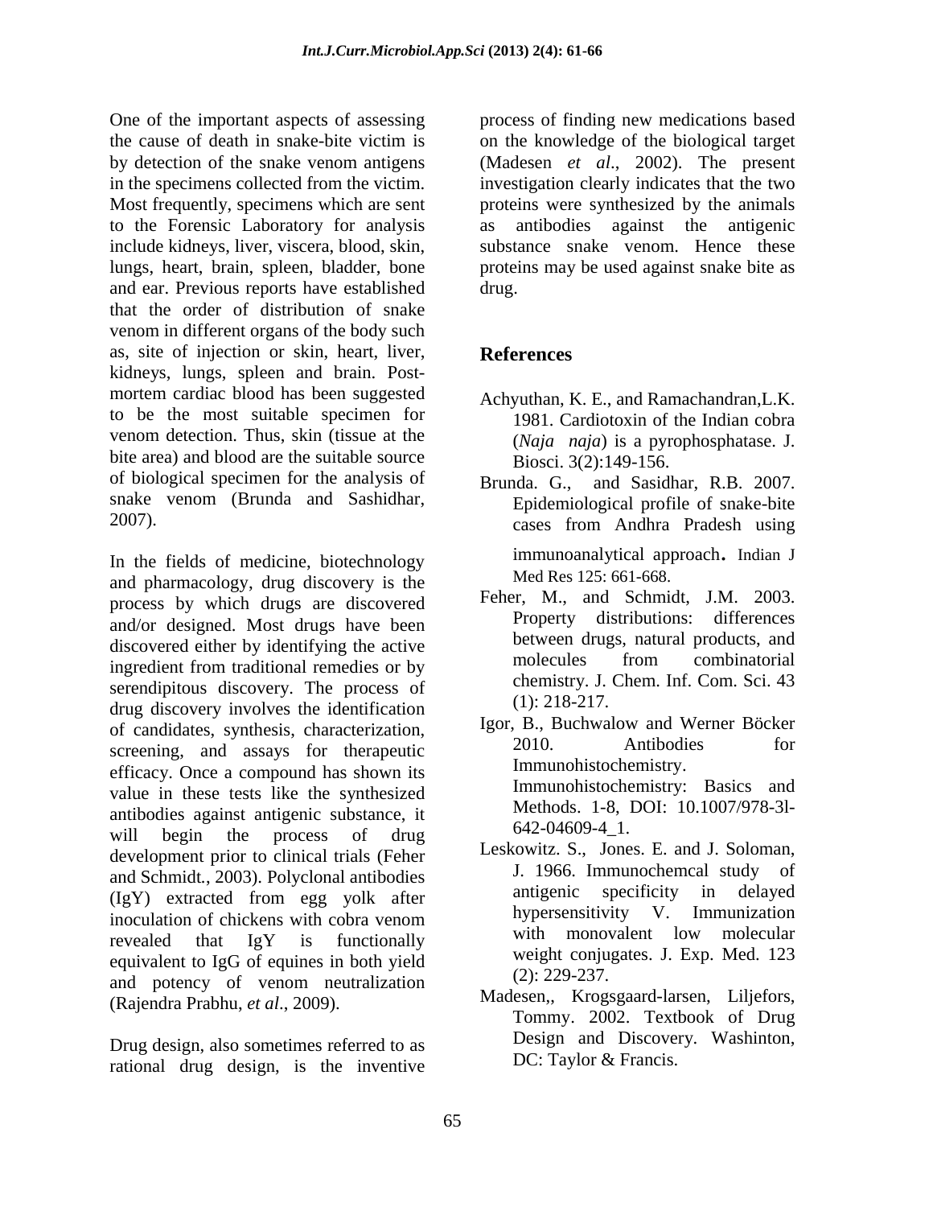One of the important aspects of assessing the cause of death in snake-bite victim is by detection of the snake venom antigens in the specimens collected from the victim. Most frequently, specimens which are sent to the Forensic Laboratory for analysis include kidneys, liver, viscera, blood, skin, lungs, heart, brain, spleen, bladder, bone and ear. Previous reports have established that the order of distribution of snake venom in different organs of the body such as, site of injection or skin, heart, liver, kidneys, lungs, spleen and brain. Post-mortem cardiac blood has been suggested to be the most suitable specimen for venom detection. Thus, skin (tissue at the bite area) and blood are the suitable source of biological specimen for the analysis of snake venom (Brunda and Sashidhar, 2007).

In the fields of medicine, biotechnology and pharmacology, drug discovery is the process by which drugs are discovered and/or designed. Most drugs have been discovered either by identifying the active ingredient from traditional remedies or by serendipitous discovery. The process of drug discovery involves the identification of candidates, synthesis, characterization, screening, and assays for therapeutic efficacy. Once a compound has shown its value in these tests like the synthesized antibodies against antigenic substance, it will begin the process of drug development prior to clinical trials (Feher and Schmidt., 2003). Polyclonal antibodies (IgY) extracted from egg yolk after inoculation of chickens with cobra venom revealed that IgY is functionally equivalent to IgG of equines in both yield and potency of venom neutralization (Rajendra Prabhu, *et al*., 2009).

Drug design, also sometimes referred to as rational drug design, is the inventive process of finding new medications based on the knowledge of the biological target (Madesen *et al*., 2002). The present investigation clearly indicates that the two proteins were synthesized by the animals as antibodies against the antigenic substance snake venom. Hence these proteins may be used against snake bite as drug.

## References

Achyuthan, K. E., and Ramachandran,L.K. 1981. Cardiotoxin of the Indian cobra (*Naja naja*) is a pyrophosphatase. J. Biosci. 3(2):149-156.

Brunda. G., and Sasidhar, R.B. 2007. Epidemiological profile of snake-bite cases from Andhra Pradesh using immunoanalytical approach. Indian J Med Res 125: 661-668.

Feher, M., and Schmidt, J.M. 2003. Property distributions: differences between drugs, natural products, and molecules from combinatorial chemistry. J. Chem. Inf. Com. Sci. 43 (1): 218-217.

Igor, B., Buchwalow and Werner Böcker 2010. Antibodies for Immunohistochemistry. Immunohistochemistry: Basics and Methods. 1-8, DOI: 10.1007/978-3l-642-04609-4_1.

Leskowitz. S., Jones. E. and J. Soloman, J. 1966. Immunochemcal study of antigenic specificity in delayed hypersensitivity V. Immunization with monovalent low molecular weight conjugates. J. Exp. Med. 123 (2): 229-237.

Madesen,, Krogsgaard-larsen, Liljefors, Tommy. 2002. Textbook of Drug Design and Discovery. Washinton, DC: Taylor & Francis.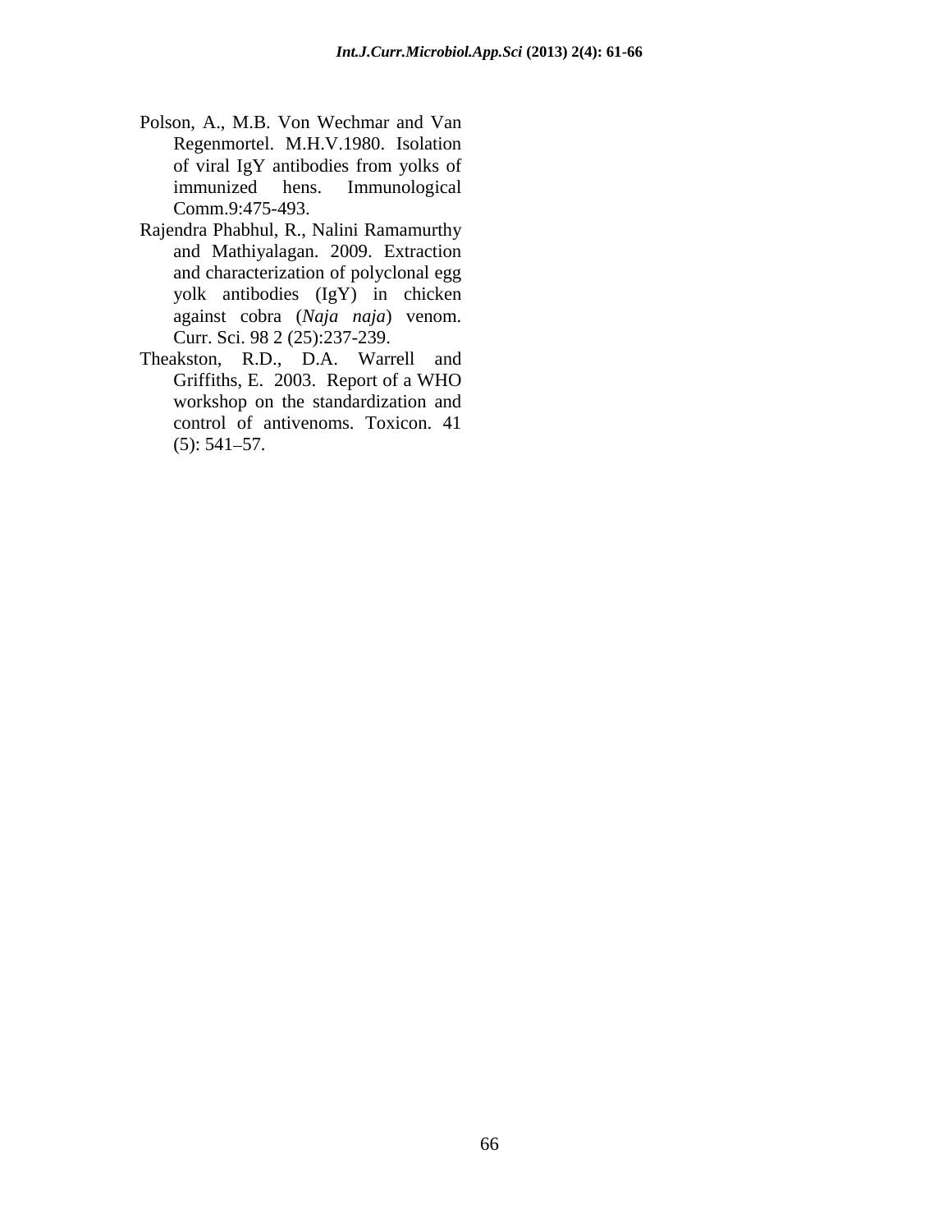Polson, A., M.B. Von Wechmar and Van Regenmortel. M.H.V.1980. Isolation of viral IgY antibodies from yolks of immunized hens. Immunological Comm.9:475-493.

Rajendra Phabhul, R., Nalini Ramamurthy and Mathiyalagan. 2009. Extraction and characterization of polyclonal egg yolk antibodies (IgY) in chicken against cobra (*Naja naja*) venom. Curr. Sci. 98 2 (25):237-239.

Theakston, R.D., D.A. Warrell and Griffiths, E. 2003. Report of a WHO workshop on the standardization and control of antivenoms. Toxicon. 41 (5): 541–57.